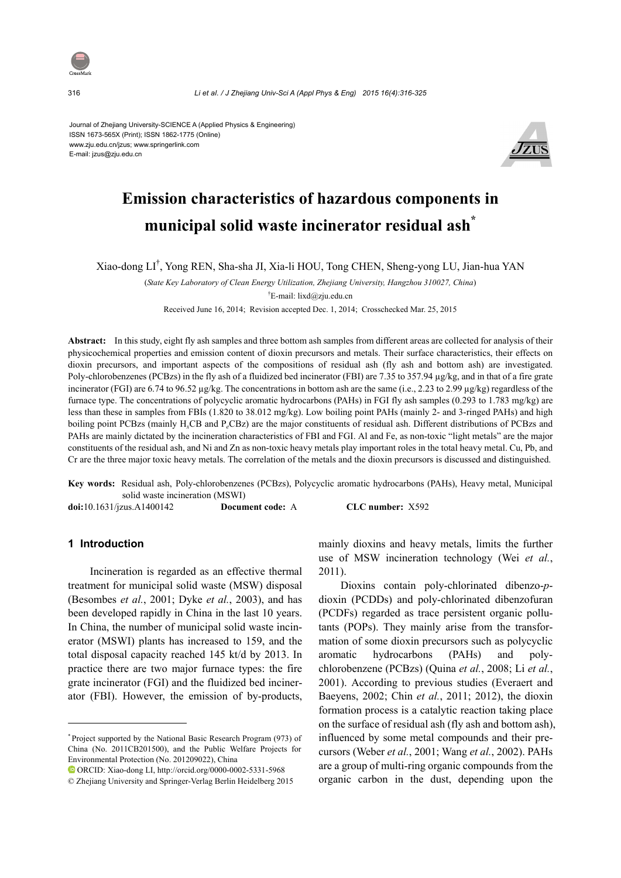Journal of Zhejiang University-SCIENCE A (Applied Physics & Engineering)
ISSN 1673-565X (Print); ISSN 1862-1775 (Online)
www.zju.edu.cn/jzus; www.springerlink.com
E-mail: jzus@zju.edu.cn

# Emission characteristics of hazardous components in municipal solid waste incinerator residual ash*

Xiao-dong LI†, Yong REN, Sha-sha JI, Xia-li HOU, Tong CHEN, Sheng-yong LU, Jian-hua YAN

(*State Key Laboratory of Clean Energy Utilization, Zhejiang University, Hangzhou 310027, China*)

†E-mail: lixd@zju.edu.cn

Received June 16, 2014; Revision accepted Dec. 1, 2014; Crosschecked Mar. 25, 2015

**Abstract:** In this study, eight fly ash samples and three bottom ash samples from different areas are collected for analysis of their physicochemical properties and emission content of dioxin precursors and metals. Their surface characteristics, their effects on dioxin precursors, and important aspects of the compositions of residual ash (fly ash and bottom ash) are investigated. Poly-chlorobenzenes (PCBzs) in the fly ash of a fluidized bed incinerator (FBI) are 7.35 to 357.94 μg/kg, and in that of a fire grate incinerator (FGI) are 6.74 to 96.52 μg/kg. The concentrations in bottom ash are the same (i.e., 2.23 to 2.99 μg/kg) regardless of the furnace type. The concentrations of polycyclic aromatic hydrocarbons (PAHs) in FGI fly ash samples (0.293 to 1.783 mg/kg) are less than these in samples from FBIs (1.820 to 38.012 mg/kg). Low boiling point PAHs (mainly 2- and 3-ringed PAHs) and high boiling point PCBzs (mainly $H_x$CB and $P_e$CBz) are the major constituents of residual ash. Different distributions of PCBzs and PAHs are mainly dictated by the incineration characteristics of FBI and FGI. Al and Fe, as non-toxic "light metals" are the major constituents of the residual ash, and Ni and Zn as non-toxic heavy metals play important roles in the total heavy metal. Cu, Pb, and Cr are the three major toxic heavy metals. The correlation of the metals and the dioxin precursors is discussed and distinguished.

**Key words:** Residual ash, Poly-chlorobenzenes (PCBzs), Polycyclic aromatic hydrocarbons (PAHs), Heavy metal, Municipal solid waste incineration (MSWI)

**doi:**10.1631/jzus.A1400142 **Document code:** A **CLC number:** X592

## 1 Introduction

Incineration is regarded as an effective thermal treatment for municipal solid waste (MSW) disposal (Besombes *et al.*, 2001; Dyke *et al.*, 2003), and has been developed rapidly in China in the last 10 years. In China, the number of municipal solid waste incinerator (MSWI) plants has increased to 159, and the total disposal capacity reached 145 kt/d by 2013. In practice there are two major furnace types: the fire grate incinerator (FGI) and the fluidized bed incinerator (FBI). However, the emission of by-products, mainly dioxins and heavy metals, limits the further use of MSW incineration technology (Wei *et al.*, 2011).

Dioxins contain poly-chlorinated dibenzo-*p*-dioxin (PCDDs) and poly-chlorinated dibenzofuran (PCDFs) regarded as trace persistent organic pollutants (POPs). They mainly arise from the transformation of some dioxin precursors such as polycyclic aromatic hydrocarbons (PAHs) and poly-chlorobenzene (PCBzs) (Quina *et al.*, 2008; Li *et al.*, 2001). According to previous studies (Everaert and Baeyens, 2002; Chin *et al.*, 2011; 2012), the dioxin formation process is a catalytic reaction taking place on the surface of residual ash (fly ash and bottom ash), influenced by some metal compounds and their precursors (Weber *et al.*, 2001; Wang *et al.*, 2002). PAHs are a group of multi-ring organic compounds from the organic carbon in the dust, depending upon the

---

* Project supported by the National Basic Research Program (973) of China (No. 2011CB201500), and the Public Welfare Projects for Environmental Protection (No. 201209022), China

ORCID: Xiao-dong LI, http://orcid.org/0000-0002-5331-5968

© Zhejiang University and Springer-Verlag Berlin Heidelberg 2015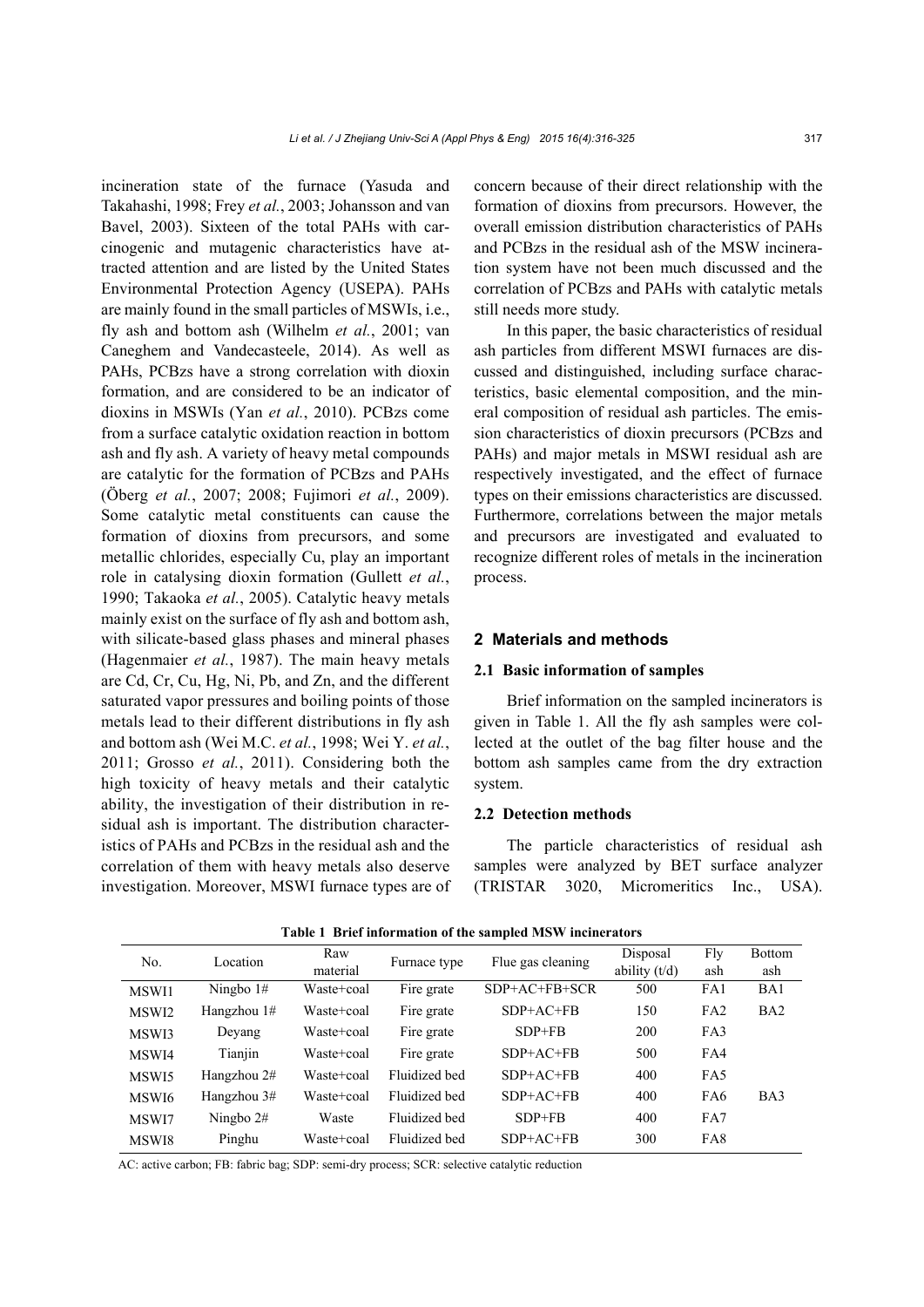incineration state of the furnace (Yasuda and Takahashi, 1998; Frey *et al.*, 2003; Johansson and van Bavel, 2003). Sixteen of the total PAHs with carcinogenic and mutagenic characteristics have attracted attention and are listed by the United States Environmental Protection Agency (USEPA). PAHs are mainly found in the small particles of MSWIs, i.e., fly ash and bottom ash (Wilhelm *et al.*, 2001; van Caneghem and Vandecasteele, 2014). As well as PAHs, PCBzs have a strong correlation with dioxin formation, and are considered to be an indicator of dioxins in MSWIs (Yan *et al.*, 2010). PCBzs come from a surface catalytic oxidation reaction in bottom ash and fly ash. A variety of heavy metal compounds are catalytic for the formation of PCBzs and PAHs (Öberg *et al.*, 2007; 2008; Fujimori *et al.*, 2009). Some catalytic metal constituents can cause the formation of dioxins from precursors, and some metallic chlorides, especially Cu, play an important role in catalysing dioxin formation (Gullett *et al.*, 1990; Takaoka *et al.*, 2005). Catalytic heavy metals mainly exist on the surface of fly ash and bottom ash, with silicate-based glass phases and mineral phases (Hagenmaier *et al.*, 1987). The main heavy metals are Cd, Cr, Cu, Hg, Ni, Pb, and Zn, and the different saturated vapor pressures and boiling points of those metals lead to their different distributions in fly ash and bottom ash (Wei M.C. *et al.*, 1998; Wei Y. *et al.*, 2011; Grosso *et al.*, 2011). Considering both the high toxicity of heavy metals and their catalytic ability, the investigation of their distribution in residual ash is important. The distribution characteristics of PAHs and PCBzs in the residual ash and the correlation of them with heavy metals also deserve investigation. Moreover, MSWI furnace types are of concern because of their direct relationship with the formation of dioxins from precursors. However, the overall emission distribution characteristics of PAHs and PCBzs in the residual ash of the MSW incineration system have not been much discussed and the correlation of PCBzs and PAHs with catalytic metals still needs more study.

In this paper, the basic characteristics of residual ash particles from different MSWI furnaces are discussed and distinguished, including surface characteristics, basic elemental composition, and the mineral composition of residual ash particles. The emission characteristics of dioxin precursors (PCBzs and PAHs) and major metals in MSWI residual ash are respectively investigated, and the effect of furnace types on their emissions characteristics are discussed. Furthermore, correlations between the major metals and precursors are investigated and evaluated to recognize different roles of metals in the incineration process.

## 2 Materials and methods

### 2.1 Basic information of samples

Brief information on the sampled incinerators is given in Table 1. All the fly ash samples were collected at the outlet of the bag filter house and the bottom ash samples came from the dry extraction system.

### 2.2 Detection methods

The particle characteristics of residual ash samples were analyzed by BET surface analyzer (TRISTAR 3020, Micromeritics Inc., USA).

**Table 1 Brief information of the sampled MSW incinerators**

| No. | Location | Raw material | Furnace type | Flue gas cleaning | Disposal ability (t/d) | Fly ash | Bottom ash |
|---|---|---|---|---|---|---|---|
| MSWI1 | Ningbo 1# | Waste+coal | Fire grate | SDP+AC+FB+SCR | 500 | FA1 | BA1 |
| MSWI2 | Hangzhou 1# | Waste+coal | Fire grate | SDP+AC+FB | 150 | FA2 | BA2 |
| MSWI3 | Deyang | Waste+coal | Fire grate | SDP+FB | 200 | FA3 | |
| MSWI4 | Tianjin | Waste+coal | Fire grate | SDP+AC+FB | 500 | FA4 | |
| MSWI5 | Hangzhou 2# | Waste+coal | Fluidized bed | SDP+AC+FB | 400 | FA5 | |
| MSWI6 | Hangzhou 3# | Waste+coal | Fluidized bed | SDP+AC+FB | 400 | FA6 | BA3 |
| MSWI7 | Ningbo 2# | Waste | Fluidized bed | SDP+FB | 400 | FA7 | |
| MSWI8 | Pinghu | Waste+coal | Fluidized bed | SDP+AC+FB | 300 | FA8 | |

AC: active carbon; FB: fabric bag; SDP: semi-dry process; SCR: selective catalytic reduction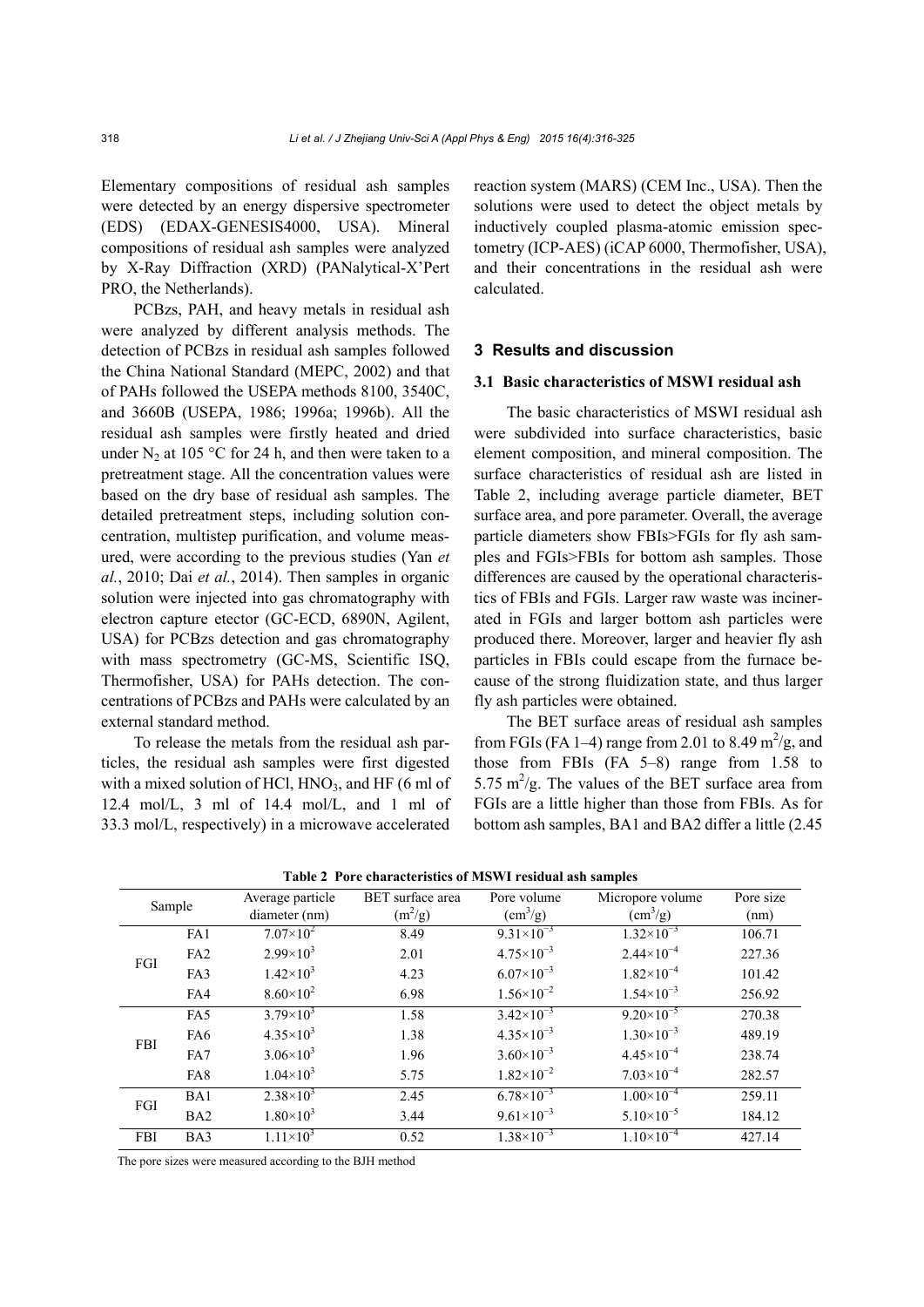Elementary compositions of residual ash samples were detected by an energy dispersive spectrometer (EDS) (EDAX-GENESIS4000, USA). Mineral compositions of residual ash samples were analyzed by X-Ray Diffraction (XRD) (PANalytical-X'Pert PRO, the Netherlands).

PCBzs, PAH, and heavy metals in residual ash were analyzed by different analysis methods. The detection of PCBzs in residual ash samples followed the China National Standard (MEPC, 2002) and that of PAHs followed the USEPA methods 8100, 3540C, and 3660B (USEPA, 1986; 1996a; 1996b). All the residual ash samples were firstly heated and dried under $N_2$ at 105 °C for 24 h, and then were taken to a pretreatment stage. All the concentration values were based on the dry base of residual ash samples. The detailed pretreatment steps, including solution concentration, multistep purification, and volume measured, were according to the previous studies (Yan *et al.*, 2010; Dai *et al.*, 2014). Then samples in organic solution were injected into gas chromatography with electron capture etector (GC-ECD, 6890N, Agilent, USA) for PCBzs detection and gas chromatography with mass spectrometry (GC-MS, Scientific ISQ, Thermofisher, USA) for PAHs detection. The concentrations of PCBzs and PAHs were calculated by an external standard method.

To release the metals from the residual ash particles, the residual ash samples were first digested with a mixed solution of HCl, $HNO_3$, and HF (6 ml of 12.4 mol/L, 3 ml of 14.4 mol/L, and 1 ml of 33.3 mol/L, respectively) in a microwave accelerated reaction system (MARS) (CEM Inc., USA). Then the solutions were used to detect the object metals by inductively coupled plasma-atomic emission spectometry (ICP-AES) (iCAP 6000, Thermofisher, USA), and their concentrations in the residual ash were calculated.

## 3 Results and discussion

### 3.1 Basic characteristics of MSWI residual ash

The basic characteristics of MSWI residual ash were subdivided into surface characteristics, basic element composition, and mineral composition. The surface characteristics of residual ash are listed in Table 2, including average particle diameter, BET surface area, and pore parameter. Overall, the average particle diameters show FBIs>FGIs for fly ash samples and FGIs>FBIs for bottom ash samples. Those differences are caused by the operational characteristics of FBIs and FGIs. Larger raw waste was incinerated in FGIs and larger bottom ash particles were produced there. Moreover, larger and heavier fly ash particles in FBIs could escape from the furnace because of the strong fluidization state, and thus larger fly ash particles were obtained.

The BET surface areas of residual ash samples from FGIs (FA 1–4) range from 2.01 to 8.49 $m^2/g$, and those from FBIs (FA 5–8) range from 1.58 to 5.75 $m^2/g$. The values of the BET surface area from FGIs are a little higher than those from FBIs. As for bottom ash samples, BA1 and BA2 differ a little (2.45

**Table 2 Pore characteristics of MSWI residual ash samples**

| Sample | | Average particle diameter (nm) | BET surface area ($m^2/g$) | Pore volume ($cm^3/g$) | Micropore volume ($cm^3/g$) | Pore size (nm) |
|---|---|---|---|---|---|---|
| FGI | FA1 | $7.07\times10^2$ | 8.49 | $9.31\times10^{-3}$ | $1.32\times10^{-3}$ | 106.71 |
| | FA2 | $2.99\times10^3$ | 2.01 | $4.75\times10^{-3}$ | $2.44\times10^{-4}$ | 227.36 |
| | FA3 | $1.42\times10^3$ | 4.23 | $6.07\times10^{-3}$ | $1.82\times10^{-4}$ | 101.42 |
| | FA4 | $8.60\times10^2$ | 6.98 | $1.56\times10^{-2}$ | $1.54\times10^{-3}$ | 256.92 |
| FBI | FA5 | $3.79\times10^3$ | 1.58 | $3.42\times10^{-3}$ | $9.20\times10^{-5}$ | 270.38 |
| | FA6 | $4.35\times10^3$ | 1.38 | $4.35\times10^{-3}$ | $1.30\times10^{-3}$ | 489.19 |
| | FA7 | $3.06\times10^3$ | 1.96 | $3.60\times10^{-3}$ | $4.45\times10^{-4}$ | 238.74 |
| | FA8 | $1.04\times10^3$ | 5.75 | $1.82\times10^{-2}$ | $7.03\times10^{-4}$ | 282.57 |
| FGI | BA1 | $2.38\times10^3$ | 2.45 | $6.78\times10^{-3}$ | $1.00\times10^{-4}$ | 259.11 |
| | BA2 | $1.80\times10^3$ | 3.44 | $9.61\times10^{-3}$ | $5.10\times10^{-5}$ | 184.12 |
| FBI | BA3 | $1.11\times10^3$ | 0.52 | $1.38\times10^{-3}$ | $1.10\times10^{-4}$ | 427.14 |

The pore sizes were measured according to the BJH method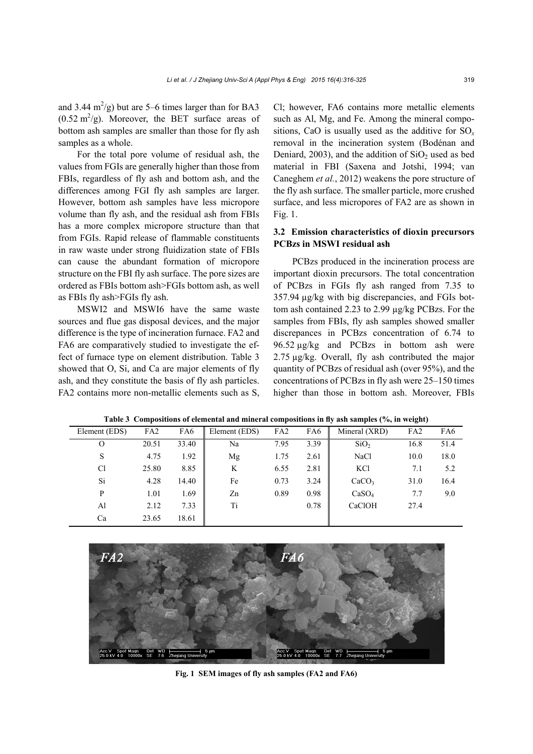and 3.44 $m^2/g$) but are 5–6 times larger than for BA3 (0.52 $m^2/g$). Moreover, the BET surface areas of bottom ash samples are smaller than those for fly ash samples as a whole.

For the total pore volume of residual ash, the values from FGIs are generally higher than those from FBIs, regardless of fly ash and bottom ash, and the differences among FGI fly ash samples are larger. However, bottom ash samples have less micropore volume than fly ash, and the residual ash from FBIs has a more complex micropore structure than that from FGIs. Rapid release of flammable constituents in raw waste under strong fluidization state of FBIs can cause the abundant formation of micropore structure on the FBI fly ash surface. The pore sizes are ordered as FBIs bottom ash>FGIs bottom ash, as well as FBIs fly ash>FGIs fly ash.

MSWI2 and MSWI6 have the same waste sources and flue gas disposal devices, and the major difference is the type of incineration furnace. FA2 and FA6 are comparatively studied to investigate the effect of furnace type on element distribution. Table 3 showed that O, Si, and Ca are major elements of fly ash, and they constitute the basis of fly ash particles. FA2 contains more non-metallic elements such as S, Cl; however, FA6 contains more metallic elements such as Al, Mg, and Fe. Among the mineral compositions, CaO is usually used as the additive for $SO_x$ removal in the incineration system (Bodénan and Deniard, 2003), and the addition of $SiO_2$ used as bed material in FBI (Saxena and Jotshi, 1994; van Caneghem *et al.*, 2012) weakens the pore structure of the fly ash surface. The smaller particle, more crushed surface, and less micropores of FA2 are as shown in Fig. 1.

### 3.2 Emission characteristics of dioxin precursors PCBzs in MSWI residual ash

PCBzs produced in the incineration process are important dioxin precursors. The total concentration of PCBzs in FGIs fly ash ranged from 7.35 to 357.94 μg/kg with big discrepancies, and FGIs bottom ash contained 2.23 to 2.99 μg/kg PCBzs. For the samples from FBIs, fly ash samples showed smaller discrepances in PCBzs concentration of 6.74 to 96.52 μg/kg and PCBzs in bottom ash were 2.75 μg/kg. Overall, fly ash contributed the major quantity of PCBzs of residual ash (over 95%), and the concentrations of PCBzs in fly ash were 25–150 times higher than those in bottom ash. Moreover, FBIs

**Table 3 Compositions of elemental and mineral compositions in fly ash samples (%, in weight)**

| Element (EDS) | FA2 | FA6 | Element (EDS) | FA2 | FA6 | Mineral (XRD) | FA2 | FA6 |
|---|---|---|---|---|---|---|---|---|
| O | 20.51 | 33.40 | Na | 7.95 | 3.39 | $SiO_2$ | 16.8 | 51.4 |
| S | 4.75 | 1.92 | Mg | 1.75 | 2.61 | NaCl | 10.0 | 18.0 |
| Cl | 25.80 | 8.85 | K | 6.55 | 2.81 | KCl | 7.1 | 5.2 |
| Si | 4.28 | 14.40 | Fe | 0.73 | 3.24 | $CaCO_3$ | 31.0 | 16.4 |
| P | 1.01 | 1.69 | Zn | 0.89 | 0.98 | $CaSO_4$ | 7.7 | 9.0 |
| Al | 2.12 | 7.33 | Ti | | 0.78 | CaClOH | 27.4 | |
| Ca | 23.65 | 18.61 | | | | | | |

**Fig. 1 SEM images of fly ash samples (FA2 and FA6)**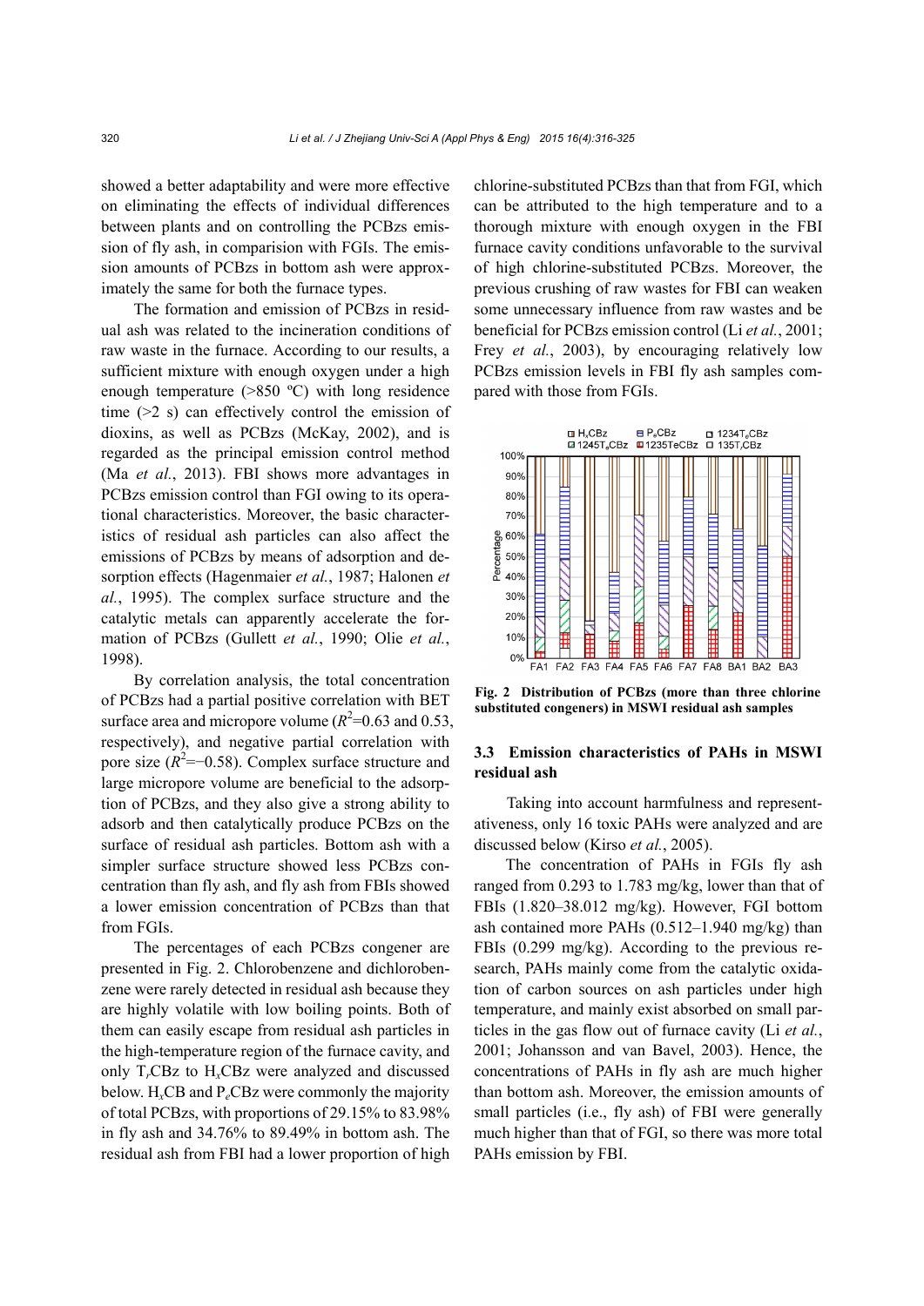showed a better adaptability and were more effective on eliminating the effects of individual differences between plants and on controlling the PCBzs emission of fly ash, in comparision with FGIs. The emission amounts of PCBzs in bottom ash were approximately the same for both the furnace types.

The formation and emission of PCBzs in residual ash was related to the incineration conditions of raw waste in the furnace. According to our results, a sufficient mixture with enough oxygen under a high enough temperature (>850 ºC) with long residence time (>2 s) can effectively control the emission of dioxins, as well as PCBzs (McKay, 2002), and is regarded as the principal emission control method (Ma *et al.*, 2013). FBI shows more advantages in PCBzs emission control than FGI owing to its operational characteristics. Moreover, the basic characteristics of residual ash particles can also affect the emissions of PCBzs by means of adsorption and desorption effects (Hagenmaier *et al.*, 1987; Halonen *et al.*, 1995). The complex surface structure and the catalytic metals can apparently accelerate the formation of PCBzs (Gullett *et al.*, 1990; Olie *et al.*, 1998).

By correlation analysis, the total concentration of PCBzs had a partial positive correlation with BET surface area and micropore volume ($R^2$=0.63 and 0.53, respectively), and negative partial correlation with pore size ($R^2$=−0.58). Complex surface structure and large micropore volume are beneficial to the adsorption of PCBzs, and they also give a strong ability to adsorb and then catalytically produce PCBzs on the surface of residual ash particles. Bottom ash with a simpler surface structure showed less PCBzs concentration than fly ash, and fly ash from FBIs showed a lower emission concentration of PCBzs than that from FGIs.

The percentages of each PCBzs congener are presented in Fig. 2. Chlorobenzene and dichlorobenzene were rarely detected in residual ash because they are highly volatile with low boiling points. Both of them can easily escape from residual ash particles in the high-temperature region of the furnace cavity, and only $T_r$CBz to $H_x$CBz were analyzed and discussed below. $H_x$CB and $P_e$CBz were commonly the majority of total PCBzs, with proportions of 29.15% to 83.98% in fly ash and 34.76% to 89.49% in bottom ash. The residual ash from FBI had a lower proportion of high chlorine-substituted PCBzs than that from FGI, which can be attributed to the high temperature and to a thorough mixture with enough oxygen in the FBI furnace cavity conditions unfavorable to the survival of high chlorine-substituted PCBzs. Moreover, the previous crushing of raw wastes for FBI can weaken some unnecessary influence from raw wastes and be beneficial for PCBzs emission control (Li *et al.*, 2001; Frey *et al.*, 2003), by encouraging relatively low PCBzs emission levels in FBI fly ash samples compared with those from FGIs.

**Fig. 2 Distribution of PCBzs (more than three chlorine substituted congeners) in MSWI residual ash samples**

### 3.3 Emission characteristics of PAHs in MSWI residual ash

Taking into account harmfulness and representativeness, only 16 toxic PAHs were analyzed and are discussed below (Kirso *et al.*, 2005).

The concentration of PAHs in FGIs fly ash ranged from 0.293 to 1.783 mg/kg, lower than that of FBIs (1.820–38.012 mg/kg). However, FGI bottom ash contained more PAHs (0.512–1.940 mg/kg) than FBIs (0.299 mg/kg). According to the previous research, PAHs mainly come from the catalytic oxidation of carbon sources on ash particles under high temperature, and mainly exist absorbed on small particles in the gas flow out of furnace cavity (Li *et al.*, 2001; Johansson and van Bavel, 2003). Hence, the concentrations of PAHs in fly ash are much higher than bottom ash. Moreover, the emission amounts of small particles (i.e., fly ash) of FBI were generally much higher than that of FGI, so there was more total PAHs emission by FBI.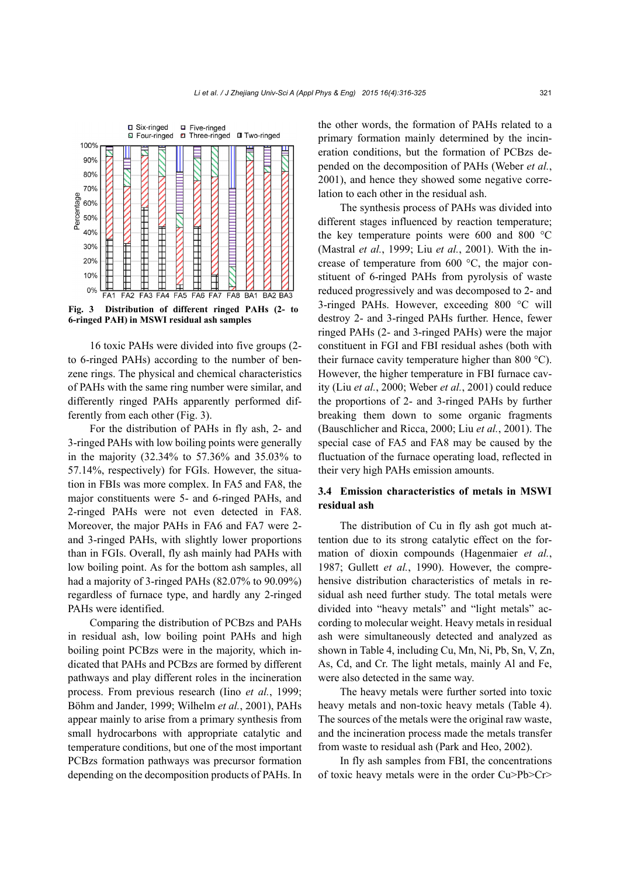Fig. 3 Distribution of different ringed PAHs (2- to 6-ringed PAH) in MSWI residual ash samples

16 toxic PAHs were divided into five groups (2- to 6-ringed PAHs) according to the number of benzene rings. The physical and chemical characteristics of PAHs with the same ring number were similar, and differently ringed PAHs apparently performed differently from each other (Fig. 3).

For the distribution of PAHs in fly ash, 2- and 3-ringed PAHs with low boiling points were generally in the majority (32.34% to 57.36% and 35.03% to 57.14%, respectively) for FGIs. However, the situation in FBIs was more complex. In FA5 and FA8, the major constituents were 5- and 6-ringed PAHs, and 2-ringed PAHs were not even detected in FA8. Moreover, the major PAHs in FA6 and FA7 were 2- and 3-ringed PAHs, with slightly lower proportions than in FGIs. Overall, fly ash mainly had PAHs with low boiling point. As for the bottom ash samples, all had a majority of 3-ringed PAHs (82.07% to 90.09%) regardless of furnace type, and hardly any 2-ringed PAHs were identified.

Comparing the distribution of PCBzs and PAHs in residual ash, low boiling point PAHs and high boiling point PCBzs were in the majority, which indicated that PAHs and PCBzs are formed by different pathways and play different roles in the incineration process. From previous research (Iino *et al.*, 1999; Böhm and Jander, 1999; Wilhelm *et al.*, 2001), PAHs appear mainly to arise from a primary synthesis from small hydrocarbons with appropriate catalytic and temperature conditions, but one of the most important PCBzs formation pathways was precursor formation depending on the decomposition products of PAHs. In the other words, the formation of PAHs related to a primary formation mainly determined by the incineration conditions, but the formation of PCBzs depended on the decomposition of PAHs (Weber *et al.*, 2001), and hence they showed some negative correlation to each other in the residual ash.

The synthesis process of PAHs was divided into different stages influenced by reaction temperature; the key temperature points were 600 and 800 °C (Mastral *et al.*, 1999; Liu *et al.*, 2001). With the increase of temperature from 600 °C, the major constituent of 6-ringed PAHs from pyrolysis of waste reduced progressively and was decomposed to 2- and 3-ringed PAHs. However, exceeding 800 °C will destroy 2- and 3-ringed PAHs further. Hence, fewer ringed PAHs (2- and 3-ringed PAHs) were the major constituent in FGI and FBI residual ashes (both with their furnace cavity temperature higher than 800 °C). However, the higher temperature in FBI furnace cavity (Liu *et al.*, 2000; Weber *et al.*, 2001) could reduce the proportions of 2- and 3-ringed PAHs by further breaking them down to some organic fragments (Bauschlicher and Ricca, 2000; Liu *et al.*, 2001). The special case of FA5 and FA8 may be caused by the fluctuation of the furnace operating load, reflected in their very high PAHs emission amounts.

### 3.4 Emission characteristics of metals in MSWI residual ash

The distribution of Cu in fly ash got much attention due to its strong catalytic effect on the formation of dioxin compounds (Hagenmaier *et al.*, 1987; Gullett *et al.*, 1990). However, the comprehensive distribution characteristics of metals in residual ash need further study. The total metals were divided into "heavy metals" and "light metals" according to molecular weight. Heavy metals in residual ash were simultaneously detected and analyzed as shown in Table 4, including Cu, Mn, Ni, Pb, Sn, V, Zn, As, Cd, and Cr. The light metals, mainly Al and Fe, were also detected in the same way.

The heavy metals were further sorted into toxic heavy metals and non-toxic heavy metals (Table 4). The sources of the metals were the original raw waste, and the incineration process made the metals transfer from waste to residual ash (Park and Heo, 2002).

In fly ash samples from FBI, the concentrations of toxic heavy metals were in the order Cu>Pb>Cr>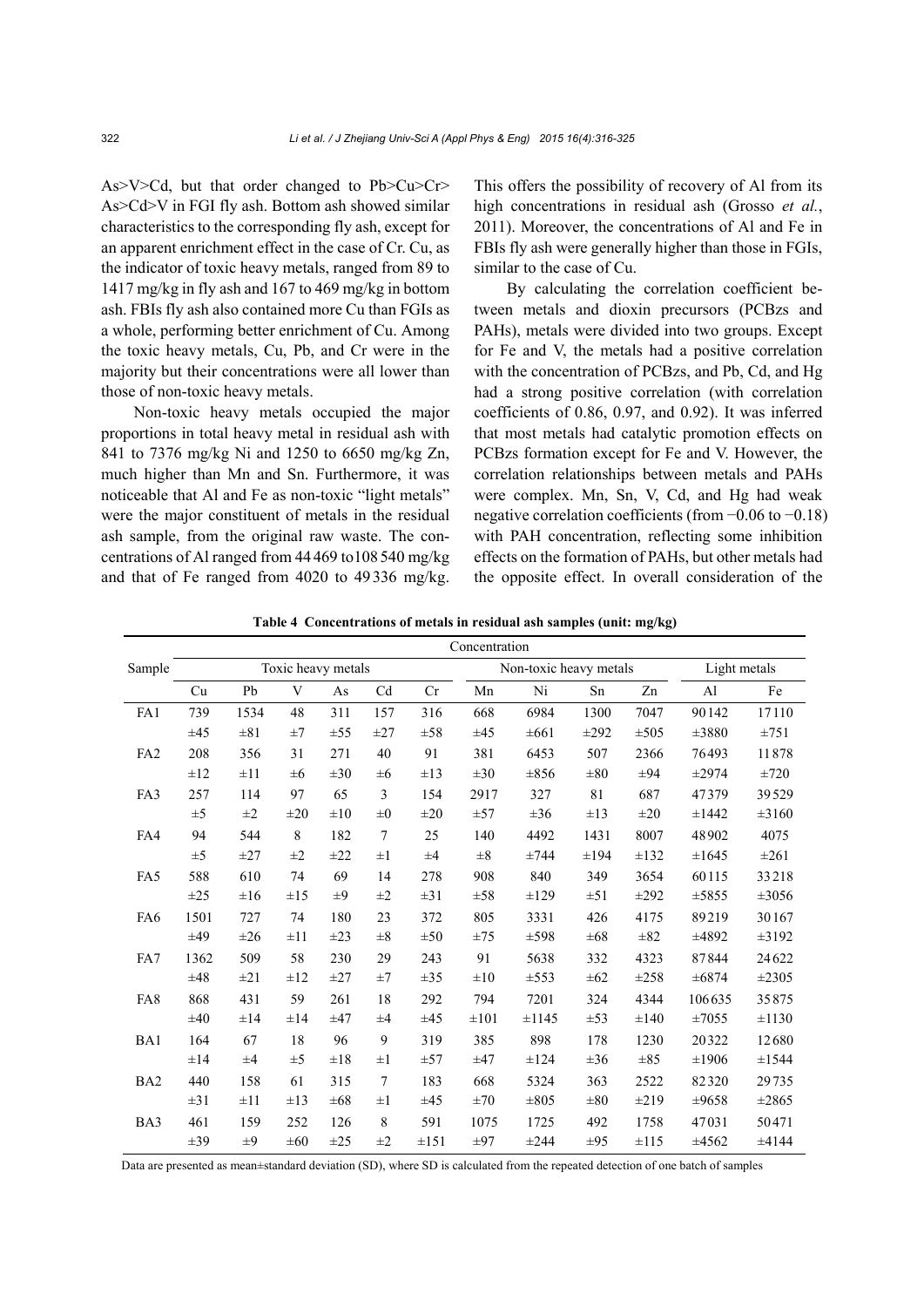As>V>Cd, but that order changed to Pb>Cu>Cr>As>Cd>V in FGI fly ash. Bottom ash showed similar characteristics to the corresponding fly ash, except for an apparent enrichment effect in the case of Cr. Cu, as the indicator of toxic heavy metals, ranged from 89 to 1417 mg/kg in fly ash and 167 to 469 mg/kg in bottom ash. FBIs fly ash also contained more Cu than FGIs as a whole, performing better enrichment of Cu. Among the toxic heavy metals, Cu, Pb, and Cr were in the majority but their concentrations were all lower than those of non-toxic heavy metals.

Non-toxic heavy metals occupied the major proportions in total heavy metal in residual ash with 841 to 7376 mg/kg Ni and 1250 to 6650 mg/kg Zn, much higher than Mn and Sn. Furthermore, it was noticeable that Al and Fe as non-toxic "light metals" were the major constituent of metals in the residual ash sample, from the original raw waste. The concentrations of Al ranged from 44 469 to108 540 mg/kg and that of Fe ranged from 4020 to 49 336 mg/kg. This offers the possibility of recovery of Al from its high concentrations in residual ash (Grosso *et al.*, 2011). Moreover, the concentrations of Al and Fe in FBIs fly ash were generally higher than those in FGIs, similar to the case of Cu.

By calculating the correlation coefficient between metals and dioxin precursors (PCBzs and PAHs), metals were divided into two groups. Except for Fe and V, the metals had a positive correlation with the concentration of PCBzs, and Pb, Cd, and Hg had a strong positive correlation (with correlation coefficients of 0.86, 0.97, and 0.92). It was inferred that most metals had catalytic promotion effects on PCBzs formation except for Fe and V. However, the correlation relationships between metals and PAHs were complex. Mn, Sn, V, Cd, and Hg had weak negative correlation coefficients (from −0.06 to −0.18) with PAH concentration, reflecting some inhibition effects on the formation of PAHs, but other metals had the opposite effect. In overall consideration of the

**Table 4 Concentrations of metals in residual ash samples (unit: mg/kg)**

| Sample | Concentration | | | | | | | | | | | |
|---|---|---|---|---|---|---|---|---|---|---|---|---|
| | Toxic heavy metals | | | | | | Non-toxic heavy metals | | | | Light metals | |
| | Cu | Pb | V | As | Cd | Cr | Mn | Ni | Sn | Zn | Al | Fe |
| FA1 | 739 | 1534 | 48 | 311 | 157 | 316 | 668 | 6984 | 1300 | 7047 | 90142 | 17110 |
| | ±45 | ±81 | ±7 | ±55 | ±27 | ±58 | ±45 | ±661 | ±292 | ±505 | ±3880 | ±751 |
| FA2 | 208 | 356 | 31 | 271 | 40 | 91 | 381 | 6453 | 507 | 2366 | 76493 | 11878 |
| | ±12 | ±11 | ±6 | ±30 | ±6 | ±13 | ±30 | ±856 | ±80 | ±94 | ±2974 | ±720 |
| FA3 | 257 | 114 | 97 | 65 | 3 | 154 | 2917 | 327 | 81 | 687 | 47379 | 39529 |
| | ±5 | ±2 | ±20 | ±10 | ±0 | ±20 | ±57 | ±36 | ±13 | ±20 | ±1442 | ±3160 |
| FA4 | 94 | 544 | 8 | 182 | 7 | 25 | 140 | 4492 | 1431 | 8007 | 48902 | 4075 |
| | ±5 | ±27 | ±2 | ±22 | ±1 | ±4 | ±8 | ±744 | ±194 | ±132 | ±1645 | ±261 |
| FA5 | 588 | 610 | 74 | 69 | 14 | 278 | 908 | 840 | 349 | 3654 | 60115 | 33218 |
| | ±25 | ±16 | ±15 | ±9 | ±2 | ±31 | ±58 | ±129 | ±51 | ±292 | ±5855 | ±3056 |
| FA6 | 1501 | 727 | 74 | 180 | 23 | 372 | 805 | 3331 | 426 | 4175 | 89219 | 30167 |
| | ±49 | ±26 | ±11 | ±23 | ±8 | ±50 | ±75 | ±598 | ±68 | ±82 | ±4892 | ±3192 |
| FA7 | 1362 | 509 | 58 | 230 | 29 | 243 | 91 | 5638 | 332 | 4323 | 87844 | 24622 |
| | ±48 | ±21 | ±12 | ±27 | ±7 | ±35 | ±10 | ±553 | ±62 | ±258 | ±6874 | ±2305 |
| FA8 | 868 | 431 | 59 | 261 | 18 | 292 | 794 | 7201 | 324 | 4344 | 106635 | 35875 |
| | ±40 | ±14 | ±14 | ±47 | ±4 | ±45 | ±101 | ±1145 | ±53 | ±140 | ±7055 | ±1130 |
| BA1 | 164 | 67 | 18 | 96 | 9 | 319 | 385 | 898 | 178 | 1230 | 20322 | 12680 |
| | ±14 | ±4 | ±5 | ±18 | ±1 | ±57 | ±47 | ±124 | ±36 | ±85 | ±1906 | ±1544 |
| BA2 | 440 | 158 | 61 | 315 | 7 | 183 | 668 | 5324 | 363 | 2522 | 82320 | 29735 |
| | ±31 | ±11 | ±13 | ±68 | ±1 | ±45 | ±70 | ±805 | ±80 | ±219 | ±9658 | ±2865 |
| BA3 | 461 | 159 | 252 | 126 | 8 | 591 | 1075 | 1725 | 492 | 1758 | 47031 | 50471 |
| | ±39 | ±9 | ±60 | ±25 | ±2 | ±151 | ±97 | ±244 | ±95 | ±115 | ±4562 | ±4144 |

Data are presented as mean±standard deviation (SD), where SD is calculated from the repeated detection of one batch of samples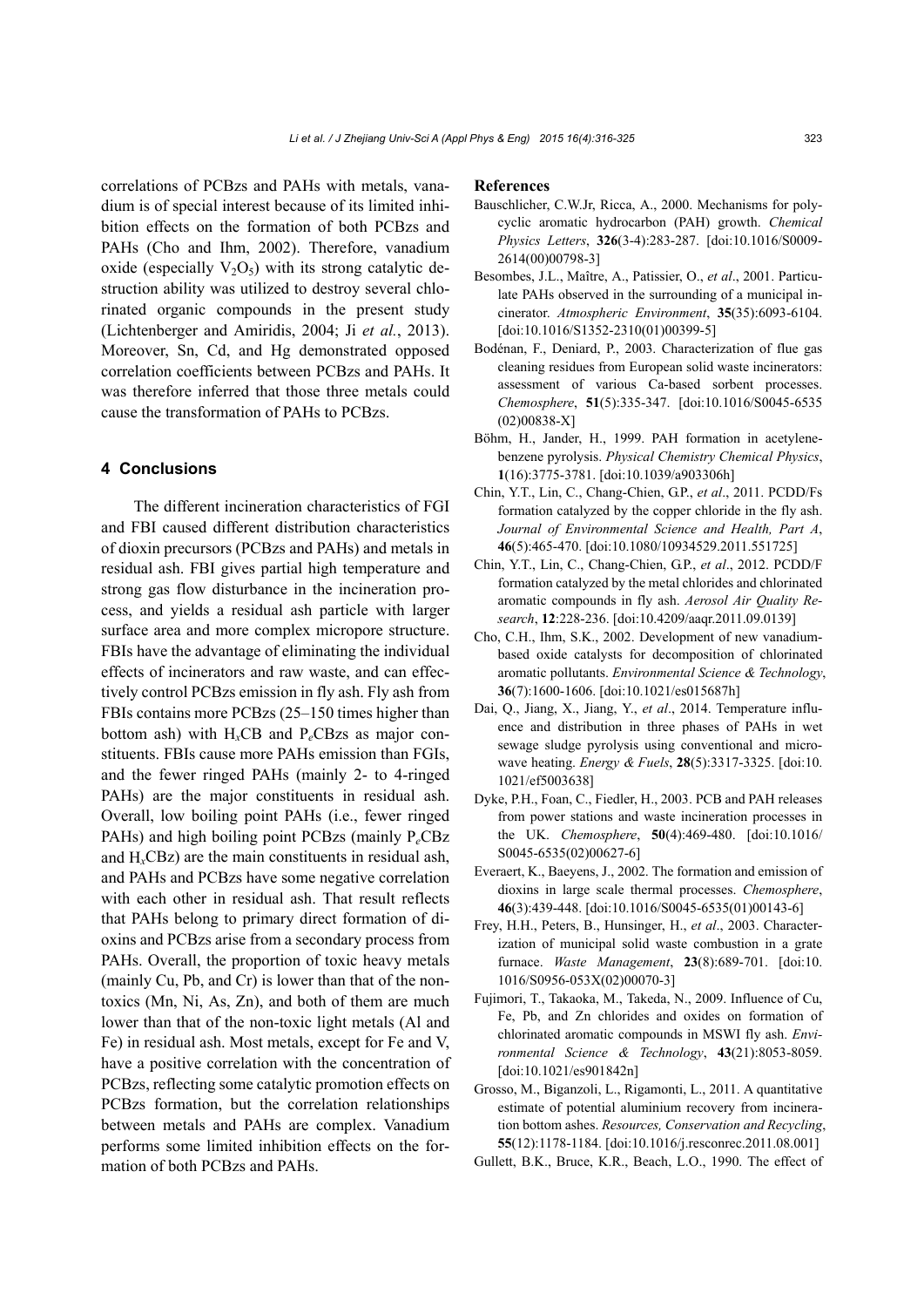correlations of PCBzs and PAHs with metals, vanadium is of special interest because of its limited inhibition effects on the formation of both PCBzs and PAHs (Cho and Ihm, 2002). Therefore, vanadium oxide (especially $V_2O_5$) with its strong catalytic destruction ability was utilized to destroy several chlorinated organic compounds in the present study (Lichtenberger and Amiridis, 2004; Ji *et al.*, 2013). Moreover, Sn, Cd, and Hg demonstrated opposed correlation coefficients between PCBzs and PAHs. It was therefore inferred that those three metals could cause the transformation of PAHs to PCBzs.

## 4 Conclusions

The different incineration characteristics of FGI and FBI caused different distribution characteristics of dioxin precursors (PCBzs and PAHs) and metals in residual ash. FBI gives partial high temperature and strong gas flow disturbance in the incineration process, and yields a residual ash particle with larger surface area and more complex micropore structure. FBIs have the advantage of eliminating the individual effects of incinerators and raw waste, and can effectively control PCBzs emission in fly ash. Fly ash from FBIs contains more PCBzs (25–150 times higher than bottom ash) with $H_x$CB and $P_e$CBzs as major constituents. FBIs cause more PAHs emission than FGIs, and the fewer ringed PAHs (mainly 2- to 4-ringed PAHs) are the major constituents in residual ash. Overall, low boiling point PAHs (i.e., fewer ringed PAHs) and high boiling point PCBzs (mainly $P_e$CBz and $H_x$CBz) are the main constituents in residual ash, and PAHs and PCBzs have some negative correlation with each other in residual ash. That result reflects that PAHs belong to primary direct formation of dioxins and PCBzs arise from a secondary process from PAHs. Overall, the proportion of toxic heavy metals (mainly Cu, Pb, and Cr) is lower than that of the non-toxics (Mn, Ni, As, Zn), and both of them are much lower than that of the non-toxic light metals (Al and Fe) in residual ash. Most metals, except for Fe and V, have a positive correlation with the concentration of PCBzs, reflecting some catalytic promotion effects on PCBzs formation, but the correlation relationships between metals and PAHs are complex. Vanadium performs some limited inhibition effects on the formation of both PCBzs and PAHs.

## References

Bauschlicher, C.W.Jr, Ricca, A., 2000. Mechanisms for polycyclic aromatic hydrocarbon (PAH) growth. *Chemical Physics Letters*, **326**(3-4):283-287. [doi:10.1016/S0009-2614(00)00798-3]

Besombes, J.L., Maître, A., Patissier, O., *et al*., 2001. Particulate PAHs observed in the surrounding of a municipal incinerator. *Atmospheric Environment*, **35**(35):6093-6104. [doi:10.1016/S1352-2310(01)00399-5]

Bodénan, F., Deniard, P., 2003. Characterization of flue gas cleaning residues from European solid waste incinerators: assessment of various Ca-based sorbent processes. *Chemosphere*, **51**(5):335-347. [doi:10.1016/S0045-6535(02)00838-X]

Böhm, H., Jander, H., 1999. PAH formation in acetylene-benzene pyrolysis. *Physical Chemistry Chemical Physics*, **1**(16):3775-3781. [doi:10.1039/a903306h]

Chin, Y.T., Lin, C., Chang-Chien, G.P., *et al*., 2011. PCDD/Fs formation catalyzed by the copper chloride in the fly ash. *Journal of Environmental Science and Health, Part A*, **46**(5):465-470. [doi:10.1080/10934529.2011.551725]

Chin, Y.T., Lin, C., Chang-Chien, G.P., *et al*., 2012. PCDD/F formation catalyzed by the metal chlorides and chlorinated aromatic compounds in fly ash. *Aerosol Air Quality Research*, **12**:228-236. [doi:10.4209/aaqr.2011.09.0139]

Cho, C.H., Ihm, S.K., 2002. Development of new vanadium-based oxide catalysts for decomposition of chlorinated aromatic pollutants. *Environmental Science & Technology*, **36**(7):1600-1606. [doi:10.1021/es015687h]

Dai, Q., Jiang, X., Jiang, Y., *et al*., 2014. Temperature influence and distribution in three phases of PAHs in wet sewage sludge pyrolysis using conventional and microwave heating. *Energy & Fuels*, **28**(5):3317-3325. [doi:10.1021/ef5003638]

Dyke, P.H., Foan, C., Fiedler, H., 2003. PCB and PAH releases from power stations and waste incineration processes in the UK. *Chemosphere*, **50**(4):469-480. [doi:10.1016/S0045-6535(02)00627-6]

Everaert, K., Baeyens, J., 2002. The formation and emission of dioxins in large scale thermal processes. *Chemosphere*, **46**(3):439-448. [doi:10.1016/S0045-6535(01)00143-6]

Frey, H.H., Peters, B., Hunsinger, H., *et al*., 2003. Characterization of municipal solid waste combustion in a grate furnace. *Waste Management*, **23**(8):689-701. [doi:10.1016/S0956-053X(02)00070-3]

Fujimori, T., Takaoka, M., Takeda, N., 2009. Influence of Cu, Fe, Pb, and Zn chlorides and oxides on formation of chlorinated aromatic compounds in MSWI fly ash. *Environmental Science & Technology*, **43**(21):8053-8059. [doi:10.1021/es901842n]

Grosso, M., Biganzoli, L., Rigamonti, L., 2011. A quantitative estimate of potential aluminium recovery from incineration bottom ashes. *Resources, Conservation and Recycling*, **55**(12):1178-1184. [doi:10.1016/j.resconrec.2011.08.001]

Gullett, B.K., Bruce, K.R., Beach, L.O., 1990. The effect of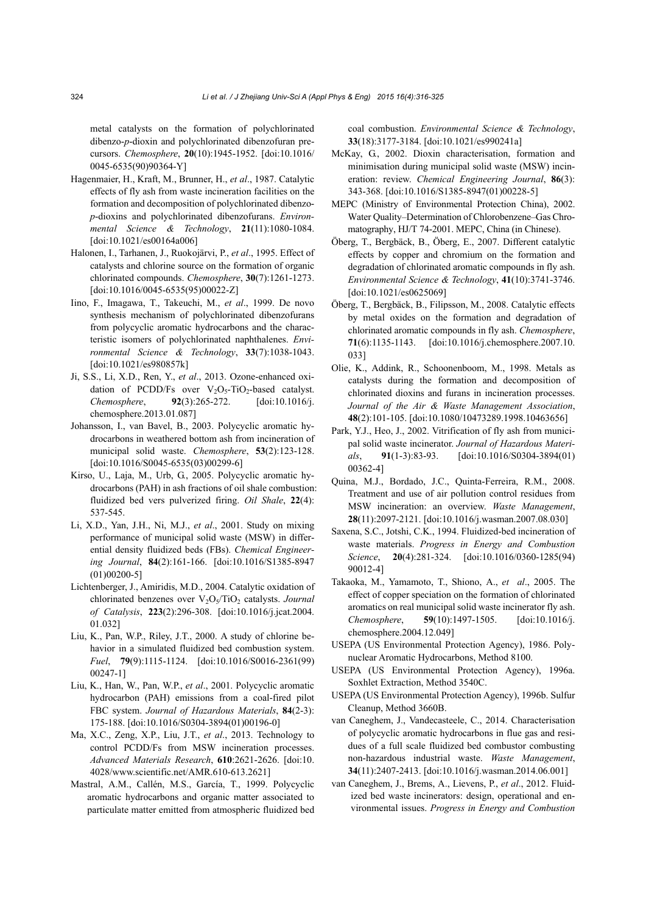metal catalysts on the formation of polychlorinated dibenzo-*p*-dioxin and polychlorinated dibenzofuran precursors. *Chemosphere*, **20**(10):1945-1952. [doi:10.1016/0045-6535(90)90364-Y]

Hagenmaier, H., Kraft, M., Brunner, H., *et al*., 1987. Catalytic effects of fly ash from waste incineration facilities on the formation and decomposition of polychlorinated dibenzo-*p*-dioxins and polychlorinated dibenzofurans. *Environmental Science & Technology*, **21**(11):1080-1084. [doi:10.1021/es00164a006]

Halonen, I., Tarhanen, J., Ruokojärvi, P., *et al*., 1995. Effect of catalysts and chlorine source on the formation of organic chlorinated compounds. *Chemosphere*, **30**(7):1261-1273. [doi:10.1016/0045-6535(95)00022-Z]

Iino, F., Imagawa, T., Takeuchi, M., *et al*., 1999. De novo synthesis mechanism of polychlorinated dibenzofurans from polycyclic aromatic hydrocarbons and the characteristic isomers of polychlorinated naphthalenes. *Environmental Science & Technology*, **33**(7):1038-1043. [doi:10.1021/es980857k]

Ji, S.S., Li, X.D., Ren, Y., *et al*., 2013. Ozone-enhanced oxidation of PCDD/Fs over $V_2O_5$-$TiO_2$-based catalyst. *Chemosphere*, **92**(3):265-272. [doi:10.1016/j.chemosphere.2013.01.087]

Johansson, I., van Bavel, B., 2003. Polycyclic aromatic hydrocarbons in weathered bottom ash from incineration of municipal solid waste. *Chemosphere*, **53**(2):123-128. [doi:10.1016/S0045-6535(03)00299-6]

Kirso, U., Laja, M., Urb, G., 2005. Polycyclic aromatic hydrocarbons (PAH) in ash fractions of oil shale combustion: fluidized bed vers pulverized firing. *Oil Shale*, **22**(4):537-545.

Li, X.D., Yan, J.H., Ni, M.J., *et al*., 2001. Study on mixing performance of municipal solid waste (MSW) in differential density fluidized beds (FBs). *Chemical Engineering Journal*, **84**(2):161-166. [doi:10.1016/S1385-8947(01)00200-5]

Lichtenberger, J., Amiridis, M.D., 2004. Catalytic oxidation of chlorinated benzenes over $V_2O_5/TiO_2$ catalysts. *Journal of Catalysis*, **223**(2):296-308. [doi:10.1016/j.jcat.2004.01.032]

Liu, K., Pan, W.P., Riley, J.T., 2000. A study of chlorine behavior in a simulated fluidized bed combustion system. *Fuel*, **79**(9):1115-1124. [doi:10.1016/S0016-2361(99)00247-1]

Liu, K., Han, W., Pan, W.P., *et al*., 2001. Polycyclic aromatic hydrocarbon (PAH) emissions from a coal-fired pilot FBC system. *Journal of Hazardous Materials*, **84**(2-3):175-188. [doi:10.1016/S0304-3894(01)00196-0]

Ma, X.C., Zeng, X.P., Liu, J.T., *et al*., 2013. Technology to control PCDD/Fs from MSW incineration processes. *Advanced Materials Research*, **610**:2621-2626. [doi:10.4028/www.scientific.net/AMR.610-613.2621]

Mastral, A.M., Callén, M.S., García, T., 1999. Polycyclic aromatic hydrocarbons and organic matter associated to particulate matter emitted from atmospheric fluidized bed coal combustion. *Environmental Science & Technology*, **33**(18):3177-3184. [doi:10.1021/es990241a]

McKay, G., 2002. Dioxin characterisation, formation and minimisation during municipal solid waste (MSW) incineration: review. *Chemical Engineering Journal*, **86**(3):343-368. [doi:10.1016/S1385-8947(01)00228-5]

MEPC (Ministry of Environmental Protection China), 2002. Water Quality–Determination of Chlorobenzene–Gas Chromatography, HJ/T 74-2001. MEPC, China (in Chinese).

Öberg, T., Bergbäck, B., Öberg, E., 2007. Different catalytic effects by copper and chromium on the formation and degradation of chlorinated aromatic compounds in fly ash. *Environmental Science & Technology*, **41**(10):3741-3746. [doi:10.1021/es0625069]

Öberg, T., Bergbäck, B., Filipsson, M., 2008. Catalytic effects by metal oxides on the formation and degradation of chlorinated aromatic compounds in fly ash. *Chemosphere*, **71**(6):1135-1143. [doi:10.1016/j.chemosphere.2007.10.033]

Olie, K., Addink, R., Schoonenboom, M., 1998. Metals as catalysts during the formation and decomposition of chlorinated dioxins and furans in incineration processes. *Journal of the Air & Waste Management Association*, **48**(2):101-105. [doi:10.1080/10473289.1998.10463656]

Park, Y.J., Heo, J., 2002. Vitrification of fly ash from municipal solid waste incinerator. *Journal of Hazardous Materials*, **91**(1-3):83-93. [doi:10.1016/S0304-3894(01)00362-4]

Quina, M.J., Bordado, J.C., Quinta-Ferreira, R.M., 2008. Treatment and use of air pollution control residues from MSW incineration: an overview. *Waste Management*, **28**(11):2097-2121. [doi:10.1016/j.wasman.2007.08.030]

Saxena, S.C., Jotshi, C.K., 1994. Fluidized-bed incineration of waste materials. *Progress in Energy and Combustion Science*, **20**(4):281-324. [doi:10.1016/0360-1285(94)90012-4]

Takaoka, M., Yamamoto, T., Shiono, A., *et al*., 2005. The effect of copper speciation on the formation of chlorinated aromatics on real municipal solid waste incinerator fly ash. *Chemosphere*, **59**(10):1497-1505. [doi:10.1016/j.chemosphere.2004.12.049]

USEPA (US Environmental Protection Agency), 1986. Polynuclear Aromatic Hydrocarbons, Method 8100.

USEPA (US Environmental Protection Agency), 1996a. Soxhlet Extraction, Method 3540C.

USEPA (US Environmental Protection Agency), 1996b. Sulfur Cleanup, Method 3660B.

van Caneghem, J., Vandecasteele, C., 2014. Characterisation of polycyclic aromatic hydrocarbons in flue gas and residues of a full scale fluidized bed combustor combusting non-hazardous industrial waste. *Waste Management*, **34**(11):2407-2413. [doi:10.1016/j.wasman.2014.06.001]

van Caneghem, J., Brems, A., Lievens, P., *et al*., 2012. Fluidized bed waste incinerators: design, operational and environmental issues. *Progress in Energy and Combustion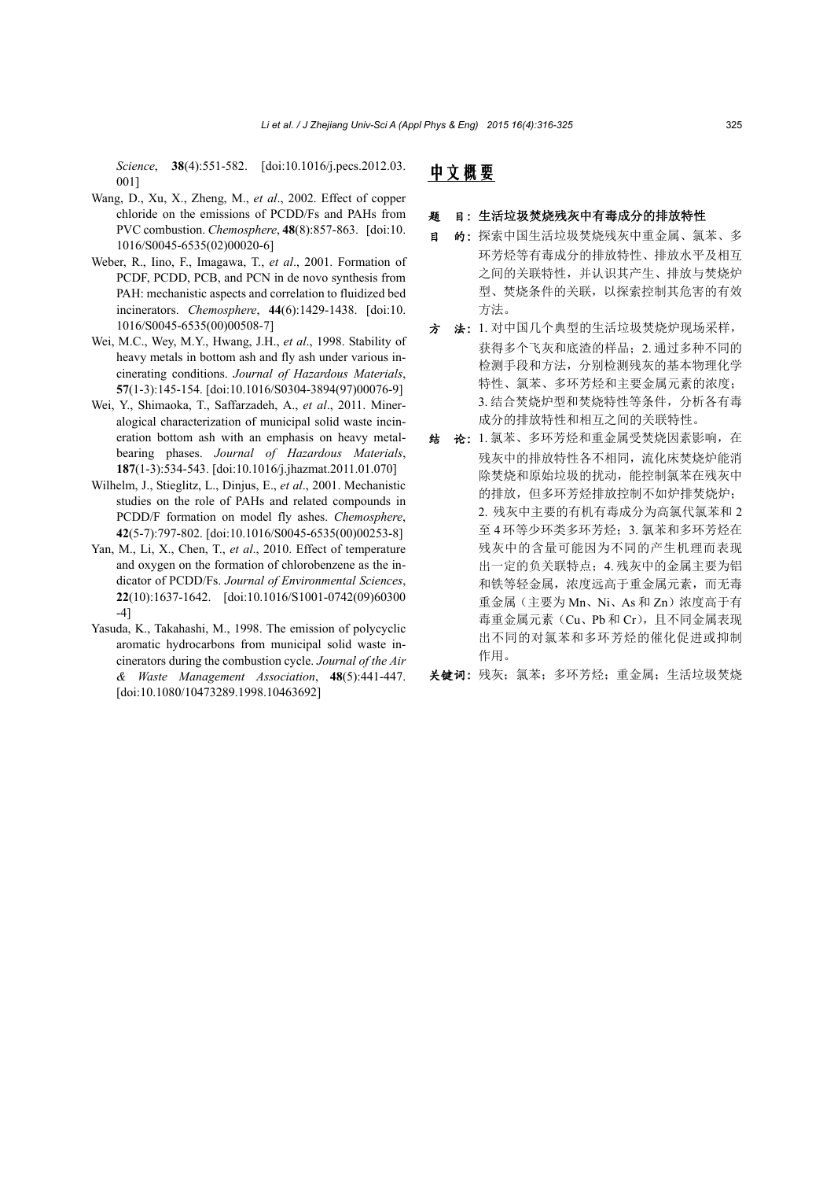*Science*, **38**(4):551-582. [doi:10.1016/j.pecs.2012.03.001]

Wang, D., Xu, X., Zheng, M., *et al*., 2002. Effect of copper chloride on the emissions of PCDD/Fs and PAHs from PVC combustion. *Chemosphere*, **48**(8):857-863. [doi:10.1016/S0045-6535(02)00020-6]

Weber, R., Iino, F., Imagawa, T., *et al*., 2001. Formation of PCDF, PCDD, PCB, and PCN in de novo synthesis from PAH: mechanistic aspects and correlation to fluidized bed incinerators. *Chemosphere*, **44**(6):1429-1438. [doi:10.1016/S0045-6535(00)00508-7]

Wei, M.C., Wey, M.Y., Hwang, J.H., *et al*., 1998. Stability of heavy metals in bottom ash and fly ash under various incinerating conditions. *Journal of Hazardous Materials*, **57**(1-3):145-154. [doi:10.1016/S0304-3894(97)00076-9]

Wei, Y., Shimaoka, T., Saffarzadeh, A., *et al*., 2011. Mineralogical characterization of municipal solid waste incineration bottom ash with an emphasis on heavy metal-bearing phases. *Journal of Hazardous Materials*, **187**(1-3):534-543. [doi:10.1016/j.jhazmat.2011.01.070]

Wilhelm, J., Stieglitz, L., Dinjus, E., *et al*., 2001. Mechanistic studies on the role of PAHs and related compounds in PCDD/F formation on model fly ashes. *Chemosphere*, **42**(5-7):797-802. [doi:10.1016/S0045-6535(00)00253-8]

Yan, M., Li, X., Chen, T., *et al*., 2010. Effect of temperature and oxygen on the formation of chlorobenzene as the indicator of PCDD/Fs. *Journal of Environmental Sciences*, **22**(10):1637-1642. [doi:10.1016/S1001-0742(09)60300-4]

Yasuda, K., Takahashi, M., 1998. The emission of polycyclic aromatic hydrocarbons from municipal solid waste incinerators during the combustion cycle. *Journal of the Air & Waste Management Association*, **48**(5):441-447. [doi:10.1080/10473289.1998.10463692]

## 中文概要

**题　目：** **生活垃圾焚烧残灰中有毒成分的排放特性**

**目　的：** 探索中国生活垃圾焚烧残灰中重金属、氯苯、多环芳烃等有毒成分的排放特性、排放水平及相互之间的关联特性，并认识其产生、排放与焚烧炉型、焚烧条件的关联，以探索控制其危害的有效方法。

**方　法：** 1. 对中国几个典型的生活垃圾焚烧炉现场采样，获得多个飞灰和底渣的样品；2. 通过多种不同的检测手段和方法，分别检测残灰的基本物理化学特性、氯苯、多环芳烃和主要金属元素的浓度；3. 结合焚烧炉型和焚烧特性等条件，分析各有毒成分的排放特性和相互之间的关联特性。

**结　论：** 1. 氯苯、多环芳烃和重金属受焚烧因素影响，在残灰中的排放特性各不相同，流化床焚烧炉能消除焚烧和原始垃圾的扰动，能控制氯苯在残灰中的排放，但多环芳烃排放控制不如炉排焚烧炉；2. 残灰中主要的有机有毒成分为高氯代氯苯和 2 至 4 环等少环类多环芳烃；3. 氯苯和多环芳烃在残灰中的含量可能因为不同的产生机理而表现出一定的负关联特点；4. 残灰中的金属主要为铝和铁等轻金属，浓度远高于重金属元素，而无毒重金属（主要为 Mn、Ni、As 和 Zn）浓度高于有毒重金属元素（Cu、Pb 和 Cr），且不同金属表现出不同的对氯苯和多环芳烃的催化促进或抑制作用。

**关键词：** 残灰；氯苯；多环芳烃；重金属；生活垃圾焚烧